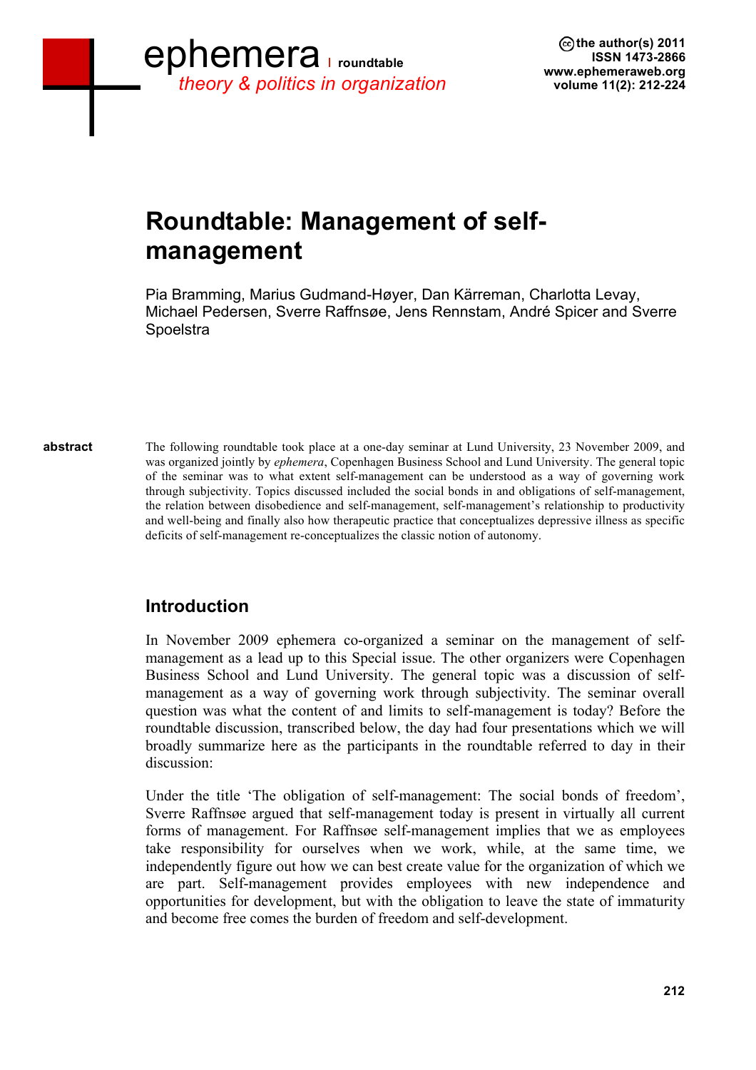# Roundtable: Management of self-management

Pia Bramming, Marius Gudmand-Høyer, Dan Kärreman, Charlotta Levay, Michael Pedersen, Sverre Raffnsøe, Jens Rennstam, André Spicer and Sverre Spoelstra

**abstract**

The following roundtable took place at a one-day seminar at Lund University, 23 November 2009, and was organized jointly by *ephemera*, Copenhagen Business School and Lund University. The general topic of the seminar was to what extent self-management can be understood as a way of governing work through subjectivity. Topics discussed included the social bonds in and obligations of self-management, the relation between disobedience and self-management, self-management's relationship to productivity and well-being and finally also how therapeutic practice that conceptualizes depressive illness as specific deficits of self-management re-conceptualizes the classic notion of autonomy.

## Introduction

In November 2009 ephemera co-organized a seminar on the management of self-management as a lead up to this Special issue. The other organizers were Copenhagen Business School and Lund University. The general topic was a discussion of self-management as a way of governing work through subjectivity. The seminar overall question was what the content of and limits to self-management is today? Before the roundtable discussion, transcribed below, the day had four presentations which we will broadly summarize here as the participants in the roundtable referred to day in their discussion:

Under the title 'The obligation of self-management: The social bonds of freedom', Sverre Raffnsøe argued that self-management today is present in virtually all current forms of management. For Raffnsøe self-management implies that we as employees take responsibility for ourselves when we work, while, at the same time, we independently figure out how we can best create value for the organization of which we are part. Self-management provides employees with new independence and opportunities for development, but with the obligation to leave the state of immaturity and become free comes the burden of freedom and self-development.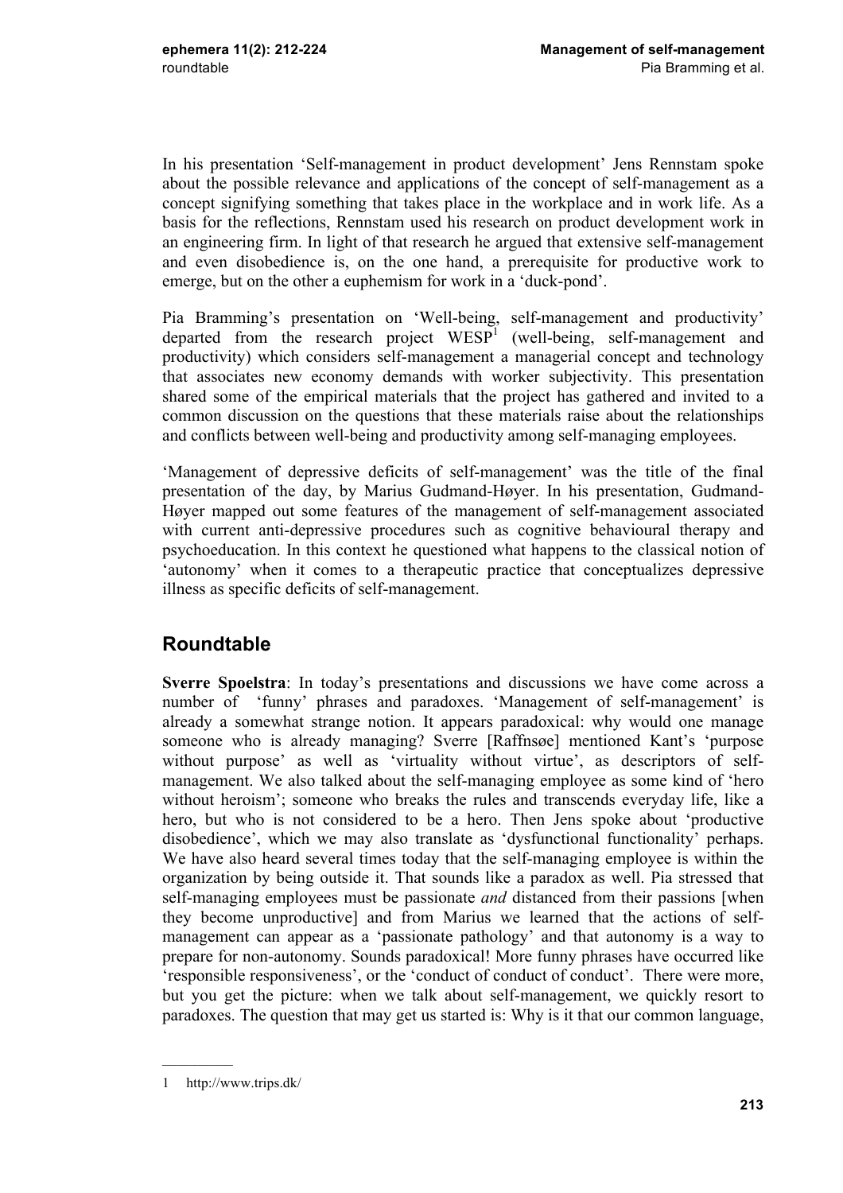In his presentation 'Self-management in product development' Jens Rennstam spoke about the possible relevance and applications of the concept of self-management as a concept signifying something that takes place in the workplace and in work life. As a basis for the reflections, Rennstam used his research on product development work in an engineering firm. In light of that research he argued that extensive self-management and even disobedience is, on the one hand, a prerequisite for productive work to emerge, but on the other a euphemism for work in a 'duck-pond'.

Pia Bramming's presentation on 'Well-being, self-management and productivity' departed from the research project WESP[1] (well-being, self-management and productivity) which considers self-management a managerial concept and technology that associates new economy demands with worker subjectivity. This presentation shared some of the empirical materials that the project has gathered and invited to a common discussion on the questions that these materials raise about the relationships and conflicts between well-being and productivity among self-managing employees.

'Management of depressive deficits of self-management' was the title of the final presentation of the day, by Marius Gudmand-Høyer. In his presentation, Gudmand-Høyer mapped out some features of the management of self-management associated with current anti-depressive procedures such as cognitive behavioural therapy and psychoeducation. In this context he questioned what happens to the classical notion of 'autonomy' when it comes to a therapeutic practice that conceptualizes depressive illness as specific deficits of self-management.

## Roundtable

**Sverre Spoelstra**: In today's presentations and discussions we have come across a number of 'funny' phrases and paradoxes. 'Management of self-management' is already a somewhat strange notion. It appears paradoxical: why would one manage someone who is already managing? Sverre [Raffnsøe] mentioned Kant's 'purpose without purpose' as well as 'virtuality without virtue', as descriptors of self-management. We also talked about the self-managing employee as some kind of 'hero without heroism'; someone who breaks the rules and transcends everyday life, like a hero, but who is not considered to be a hero. Then Jens spoke about 'productive disobedience', which we may also translate as 'dysfunctional functionality' perhaps. We have also heard several times today that the self-managing employee is within the organization by being outside it. That sounds like a paradox as well. Pia stressed that self-managing employees must be passionate *and* distanced from their passions [when they become unproductive] and from Marius we learned that the actions of self-management can appear as a 'passionate pathology' and that autonomy is a way to prepare for non-autonomy. Sounds paradoxical! More funny phrases have occurred like 'responsible responsiveness', or the 'conduct of conduct of conduct'. There were more, but you get the picture: when we talk about self-management, we quickly resort to paradoxes. The question that may get us started is: Why is it that our common language,

---

1 http://www.trips.dk/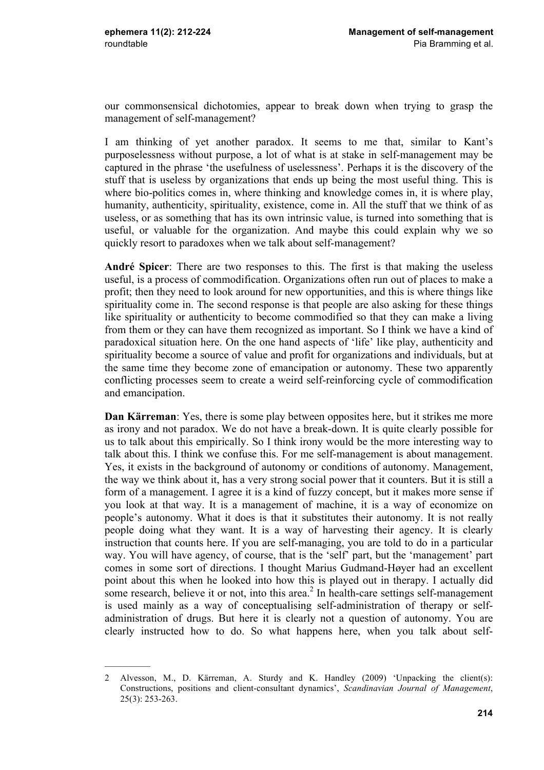our commonsensical dichotomies, appear to break down when trying to grasp the management of self-management?

I am thinking of yet another paradox. It seems to me that, similar to Kant's purposelessness without purpose, a lot of what is at stake in self-management may be captured in the phrase 'the usefulness of uselessness'. Perhaps it is the discovery of the stuff that is useless by organizations that ends up being the most useful thing. This is where bio-politics comes in, where thinking and knowledge comes in, it is where play, humanity, authenticity, spirituality, existence, come in. All the stuff that we think of as useless, or as something that has its own intrinsic value, is turned into something that is useful, or valuable for the organization. And maybe this could explain why we so quickly resort to paradoxes when we talk about self-management?

**André Spicer**: There are two responses to this. The first is that making the useless useful, is a process of commodification. Organizations often run out of places to make a profit; then they need to look around for new opportunities, and this is where things like spirituality come in. The second response is that people are also asking for these things like spirituality or authenticity to become commodified so that they can make a living from them or they can have them recognized as important. So I think we have a kind of paradoxical situation here. On the one hand aspects of 'life' like play, authenticity and spirituality become a source of value and profit for organizations and individuals, but at the same time they become zone of emancipation or autonomy. These two apparently conflicting processes seem to create a weird self-reinforcing cycle of commodification and emancipation.

**Dan Kärreman**: Yes, there is some play between opposites here, but it strikes me more as irony and not paradox. We do not have a break-down. It is quite clearly possible for us to talk about this empirically. So I think irony would be the more interesting way to talk about this. I think we confuse this. For me self-management is about management. Yes, it exists in the background of autonomy or conditions of autonomy. Management, the way we think about it, has a very strong social power that it counters. But it is still a form of a management. I agree it is a kind of fuzzy concept, but it makes more sense if you look at that way. It is a management of machine, it is a way of economize on people's autonomy. What it does is that it substitutes their autonomy. It is not really people doing what they want. It is a way of harvesting their agency. It is clearly instruction that counts here. If you are self-managing, you are told to do in a particular way. You will have agency, of course, that is the 'self' part, but the 'management' part comes in some sort of directions. I thought Marius Gudmand-Høyer had an excellent point about this when he looked into how this is played out in therapy. I actually did some research, believe it or not, into this area.[2] In health-care settings self-management is used mainly as a way of conceptualising self-administration of therapy or self-administration of drugs. But here it is clearly not a question of autonomy. You are clearly instructed how to do. So what happens here, when you talk about self-

---

2 Alvesson, M., D. Kärreman, A. Sturdy and K. Handley (2009) 'Unpacking the client(s): Constructions, positions and client-consultant dynamics', *Scandinavian Journal of Management*, 25(3): 253-263.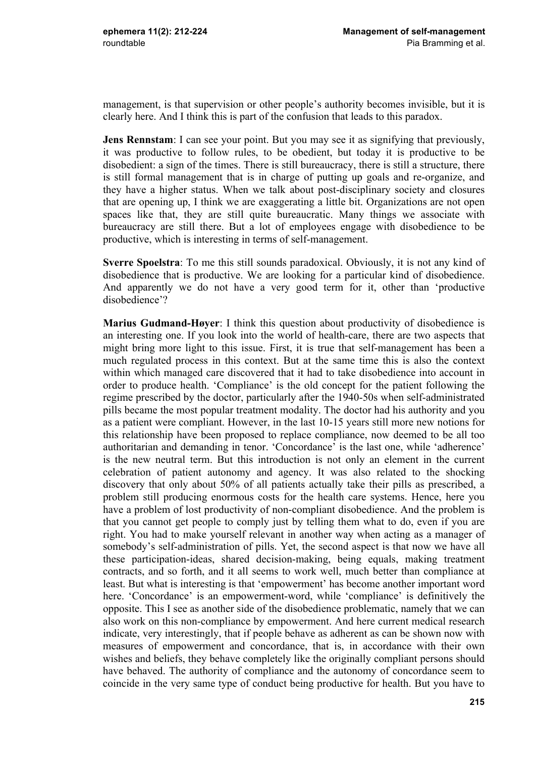management, is that supervision or other people's authority becomes invisible, but it is clearly here. And I think this is part of the confusion that leads to this paradox.

**Jens Rennstam**: I can see your point. But you may see it as signifying that previously, it was productive to follow rules, to be obedient, but today it is productive to be disobedient: a sign of the times. There is still bureaucracy, there is still a structure, there is still formal management that is in charge of putting up goals and re-organize, and they have a higher status. When we talk about post-disciplinary society and closures that are opening up, I think we are exaggerating a little bit. Organizations are not open spaces like that, they are still quite bureaucratic. Many things we associate with bureaucracy are still there. But a lot of employees engage with disobedience to be productive, which is interesting in terms of self-management.

**Sverre Spoelstra**: To me this still sounds paradoxical. Obviously, it is not any kind of disobedience that is productive. We are looking for a particular kind of disobedience. And apparently we do not have a very good term for it, other than 'productive disobedience'?

**Marius Gudmand-Høyer**: I think this question about productivity of disobedience is an interesting one. If you look into the world of health-care, there are two aspects that might bring more light to this issue. First, it is true that self-management has been a much regulated process in this context. But at the same time this is also the context within which managed care discovered that it had to take disobedience into account in order to produce health. 'Compliance' is the old concept for the patient following the regime prescribed by the doctor, particularly after the 1940-50s when self-administrated pills became the most popular treatment modality. The doctor had his authority and you as a patient were compliant. However, in the last 10-15 years still more new notions for this relationship have been proposed to replace compliance, now deemed to be all too authoritarian and demanding in tenor. 'Concordance' is the last one, while 'adherence' is the new neutral term. But this introduction is not only an element in the current celebration of patient autonomy and agency. It was also related to the shocking discovery that only about 50% of all patients actually take their pills as prescribed, a problem still producing enormous costs for the health care systems. Hence, here you have a problem of lost productivity of non-compliant disobedience. And the problem is that you cannot get people to comply just by telling them what to do, even if you are right. You had to make yourself relevant in another way when acting as a manager of somebody's self-administration of pills. Yet, the second aspect is that now we have all these participation-ideas, shared decision-making, being equals, making treatment contracts, and so forth, and it all seems to work well, much better than compliance at least. But what is interesting is that 'empowerment' has become another important word here. 'Concordance' is an empowerment-word, while 'compliance' is definitively the opposite. This I see as another side of the disobedience problematic, namely that we can also work on this non-compliance by empowerment. And here current medical research indicate, very interestingly, that if people behave as adherent as can be shown now with measures of empowerment and concordance, that is, in accordance with their own wishes and beliefs, they behave completely like the originally compliant persons should have behaved. The authority of compliance and the autonomy of concordance seem to coincide in the very same type of conduct being productive for health. But you have to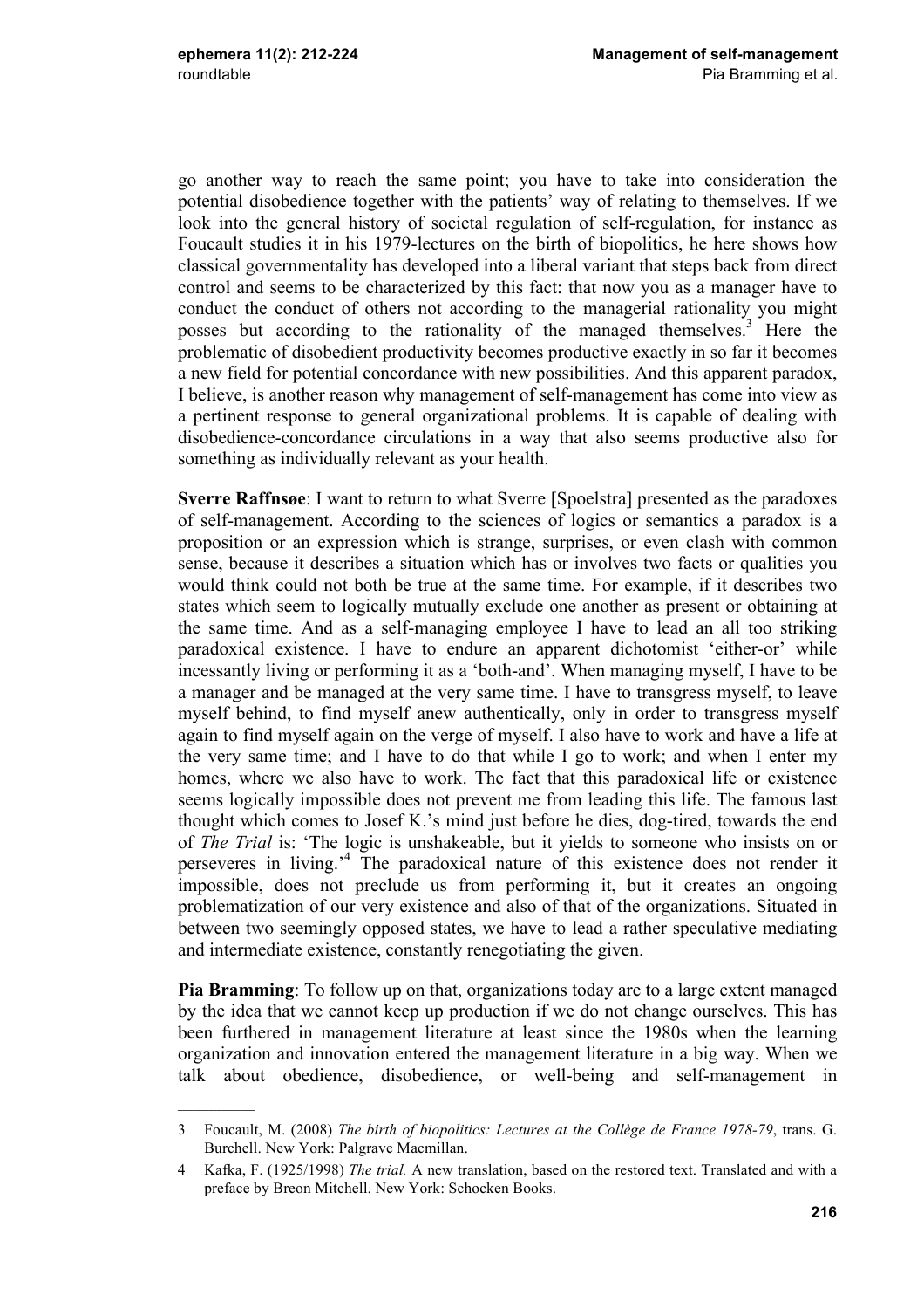go another way to reach the same point; you have to take into consideration the potential disobedience together with the patients' way of relating to themselves. If we look into the general history of societal regulation of self-regulation, for instance as Foucault studies it in his 1979-lectures on the birth of biopolitics, he here shows how classical governmentality has developed into a liberal variant that steps back from direct control and seems to be characterized by this fact: that now you as a manager have to conduct the conduct of others not according to the managerial rationality you might posses but according to the rationality of the managed themselves.[3] Here the problematic of disobedient productivity becomes productive exactly in so far it becomes a new field for potential concordance with new possibilities. And this apparent paradox, I believe, is another reason why management of self-management has come into view as a pertinent response to general organizational problems. It is capable of dealing with disobedience-concordance circulations in a way that also seems productive also for something as individually relevant as your health.

**Sverre Raffnsøe**: I want to return to what Sverre [Spoelstra] presented as the paradoxes of self-management. According to the sciences of logics or semantics a paradox is a proposition or an expression which is strange, surprises, or even clash with common sense, because it describes a situation which has or involves two facts or qualities you would think could not both be true at the same time. For example, if it describes two states which seem to logically mutually exclude one another as present or obtaining at the same time. And as a self-managing employee I have to lead an all too striking paradoxical existence. I have to endure an apparent dichotomist 'either-or' while incessantly living or performing it as a 'both-and'. When managing myself, I have to be a manager and be managed at the very same time. I have to transgress myself, to leave myself behind, to find myself anew authentically, only in order to transgress myself again to find myself again on the verge of myself. I also have to work and have a life at the very same time; and I have to do that while I go to work; and when I enter my homes, where we also have to work. The fact that this paradoxical life or existence seems logically impossible does not prevent me from leading this life. The famous last thought which comes to Josef K.'s mind just before he dies, dog-tired, towards the end of *The Trial* is: 'The logic is unshakeable, but it yields to someone who insists on or perseveres in living.'[4] The paradoxical nature of this existence does not render it impossible, does not preclude us from performing it, but it creates an ongoing problematization of our very existence and also of that of the organizations. Situated in between two seemingly opposed states, we have to lead a rather speculative mediating and intermediate existence, constantly renegotiating the given.

**Pia Bramming**: To follow up on that, organizations today are to a large extent managed by the idea that we cannot keep up production if we do not change ourselves. This has been furthered in management literature at least since the 1980s when the learning organization and innovation entered the management literature in a big way. When we talk about obedience, disobedience, or well-being and self-management in

---

3 Foucault, M. (2008) *The birth of biopolitics: Lectures at the Collège de France 1978-79*, trans. G. Burchell. New York: Palgrave Macmillan.

4 Kafka, F. (1925/1998) *The trial.* A new translation, based on the restored text. Translated and with a preface by Breon Mitchell. New York: Schocken Books.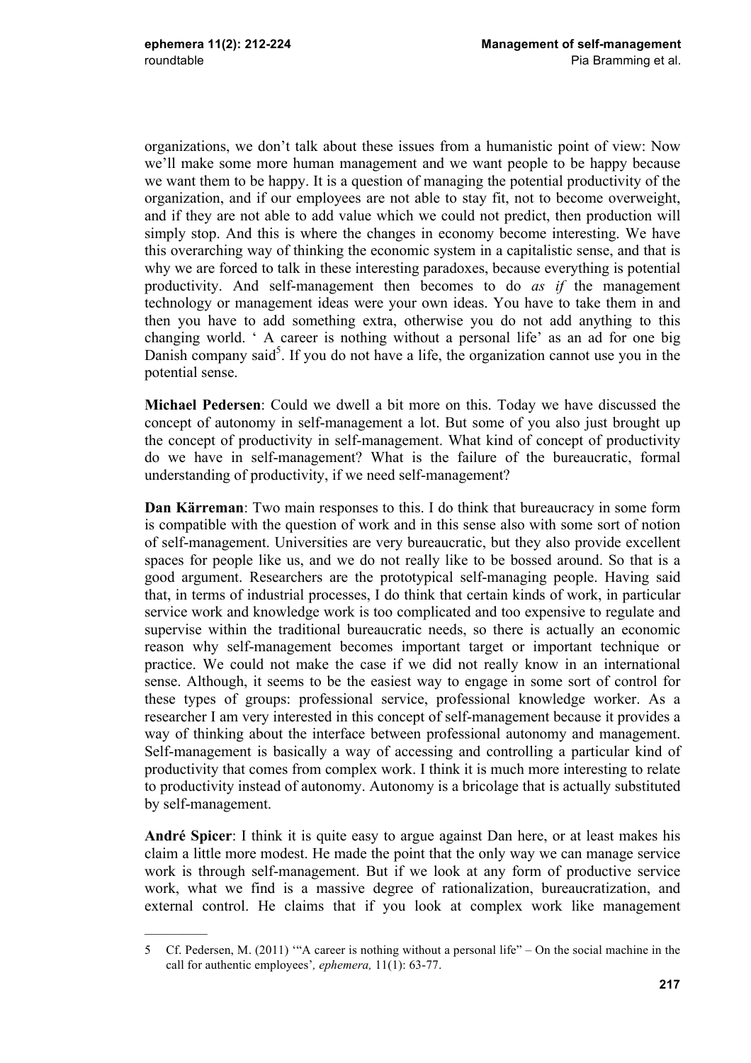organizations, we don't talk about these issues from a humanistic point of view: Now we'll make some more human management and we want people to be happy because we want them to be happy. It is a question of managing the potential productivity of the organization, and if our employees are not able to stay fit, not to become overweight, and if they are not able to add value which we could not predict, then production will simply stop. And this is where the changes in economy become interesting. We have this overarching way of thinking the economic system in a capitalistic sense, and that is why we are forced to talk in these interesting paradoxes, because everything is potential productivity. And self-management then becomes to do *as if* the management technology or management ideas were your own ideas. You have to take them in and then you have to add something extra, otherwise you do not add anything to this changing world. ' A career is nothing without a personal life' as an ad for one big Danish company said[5]. If you do not have a life, the organization cannot use you in the potential sense.

**Michael Pedersen**: Could we dwell a bit more on this. Today we have discussed the concept of autonomy in self-management a lot. But some of you also just brought up the concept of productivity in self-management. What kind of concept of productivity do we have in self-management? What is the failure of the bureaucratic, formal understanding of productivity, if we need self-management?

**Dan Kärreman**: Two main responses to this. I do think that bureaucracy in some form is compatible with the question of work and in this sense also with some sort of notion of self-management. Universities are very bureaucratic, but they also provide excellent spaces for people like us, and we do not really like to be bossed around. So that is a good argument. Researchers are the prototypical self-managing people. Having said that, in terms of industrial processes, I do think that certain kinds of work, in particular service work and knowledge work is too complicated and too expensive to regulate and supervise within the traditional bureaucratic needs, so there is actually an economic reason why self-management becomes important target or important technique or practice. We could not make the case if we did not really know in an international sense. Although, it seems to be the easiest way to engage in some sort of control for these types of groups: professional service, professional knowledge worker. As a researcher I am very interested in this concept of self-management because it provides a way of thinking about the interface between professional autonomy and management. Self-management is basically a way of accessing and controlling a particular kind of productivity that comes from complex work. I think it is much more interesting to relate to productivity instead of autonomy. Autonomy is a bricolage that is actually substituted by self-management.

**André Spicer**: I think it is quite easy to argue against Dan here, or at least makes his claim a little more modest. He made the point that the only way we can manage service work is through self-management. But if we look at any form of productive service work, what we find is a massive degree of rationalization, bureaucratization, and external control. He claims that if you look at complex work like management

---

5 Cf. Pedersen, M. (2011) '"A career is nothing without a personal life" – On the social machine in the call for authentic employees', *ephemera,* 11(1): 63-77.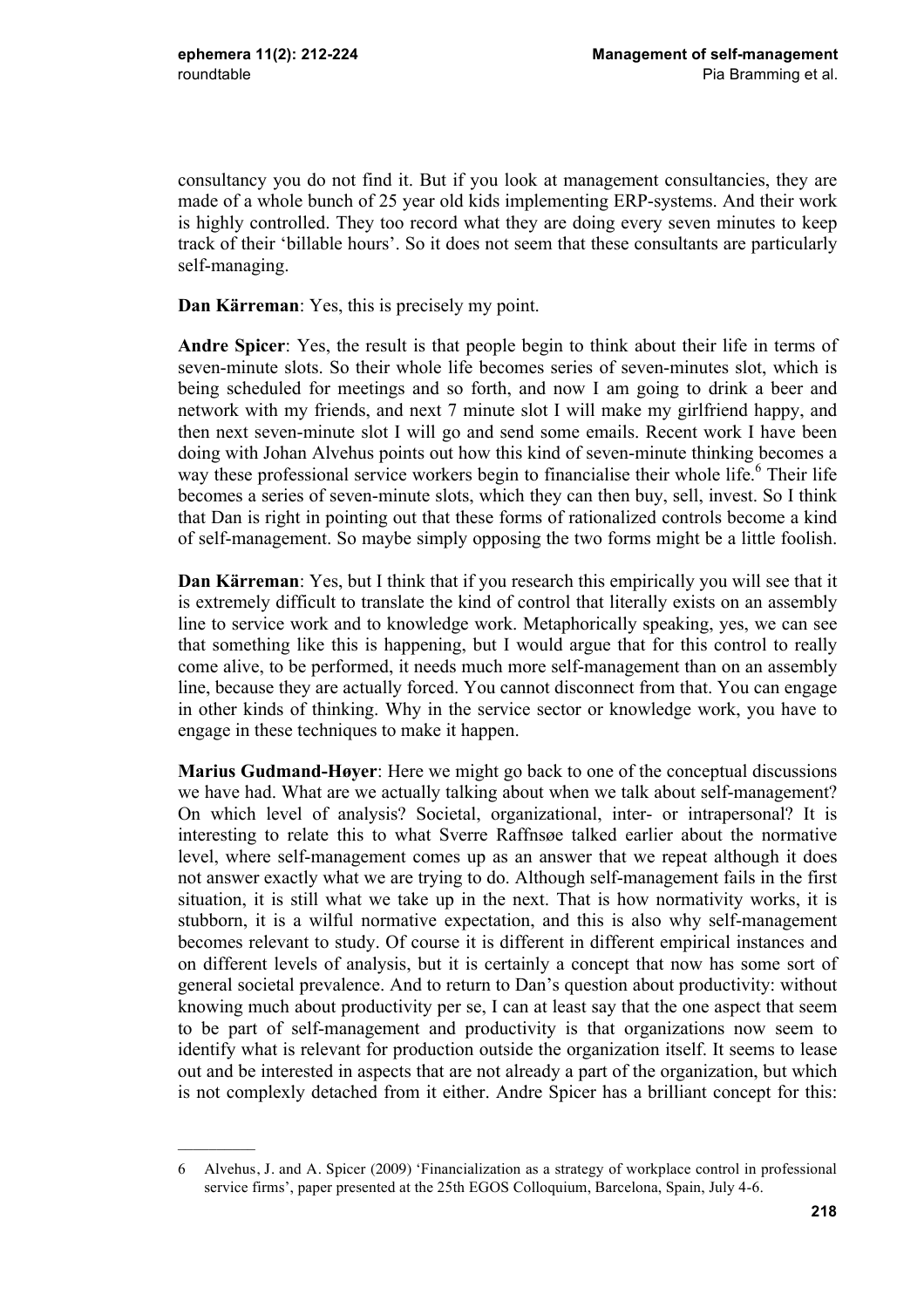consultancy you do not find it. But if you look at management consultancies, they are made of a whole bunch of 25 year old kids implementing ERP-systems. And their work is highly controlled. They too record what they are doing every seven minutes to keep track of their 'billable hours'. So it does not seem that these consultants are particularly self-managing.

**Dan Kärreman**: Yes, this is precisely my point.

**Andre Spicer**: Yes, the result is that people begin to think about their life in terms of seven-minute slots. So their whole life becomes series of seven-minutes slot, which is being scheduled for meetings and so forth, and now I am going to drink a beer and network with my friends, and next 7 minute slot I will make my girlfriend happy, and then next seven-minute slot I will go and send some emails. Recent work I have been doing with Johan Alvehus points out how this kind of seven-minute thinking becomes a way these professional service workers begin to financialise their whole life.[6] Their life becomes a series of seven-minute slots, which they can then buy, sell, invest. So I think that Dan is right in pointing out that these forms of rationalized controls become a kind of self-management. So maybe simply opposing the two forms might be a little foolish.

**Dan Kärreman**: Yes, but I think that if you research this empirically you will see that it is extremely difficult to translate the kind of control that literally exists on an assembly line to service work and to knowledge work. Metaphorically speaking, yes, we can see that something like this is happening, but I would argue that for this control to really come alive, to be performed, it needs much more self-management than on an assembly line, because they are actually forced. You cannot disconnect from that. You can engage in other kinds of thinking. Why in the service sector or knowledge work, you have to engage in these techniques to make it happen.

**Marius Gudmand-Høyer**: Here we might go back to one of the conceptual discussions we have had. What are we actually talking about when we talk about self-management? On which level of analysis? Societal, organizational, inter- or intrapersonal? It is interesting to relate this to what Sverre Raffnsøe talked earlier about the normative level, where self-management comes up as an answer that we repeat although it does not answer exactly what we are trying to do. Although self-management fails in the first situation, it is still what we take up in the next. That is how normativity works, it is stubborn, it is a wilful normative expectation, and this is also why self-management becomes relevant to study. Of course it is different in different empirical instances and on different levels of analysis, but it is certainly a concept that now has some sort of general societal prevalence. And to return to Dan's question about productivity: without knowing much about productivity per se, I can at least say that the one aspect that seem to be part of self-management and productivity is that organizations now seem to identify what is relevant for production outside the organization itself. It seems to lease out and be interested in aspects that are not already a part of the organization, but which is not complexly detached from it either. Andre Spicer has a brilliant concept for this:

---

6 Alvehus, J. and A. Spicer (2009) 'Financialization as a strategy of workplace control in professional service firms', paper presented at the 25th EGOS Colloquium, Barcelona, Spain, July 4-6.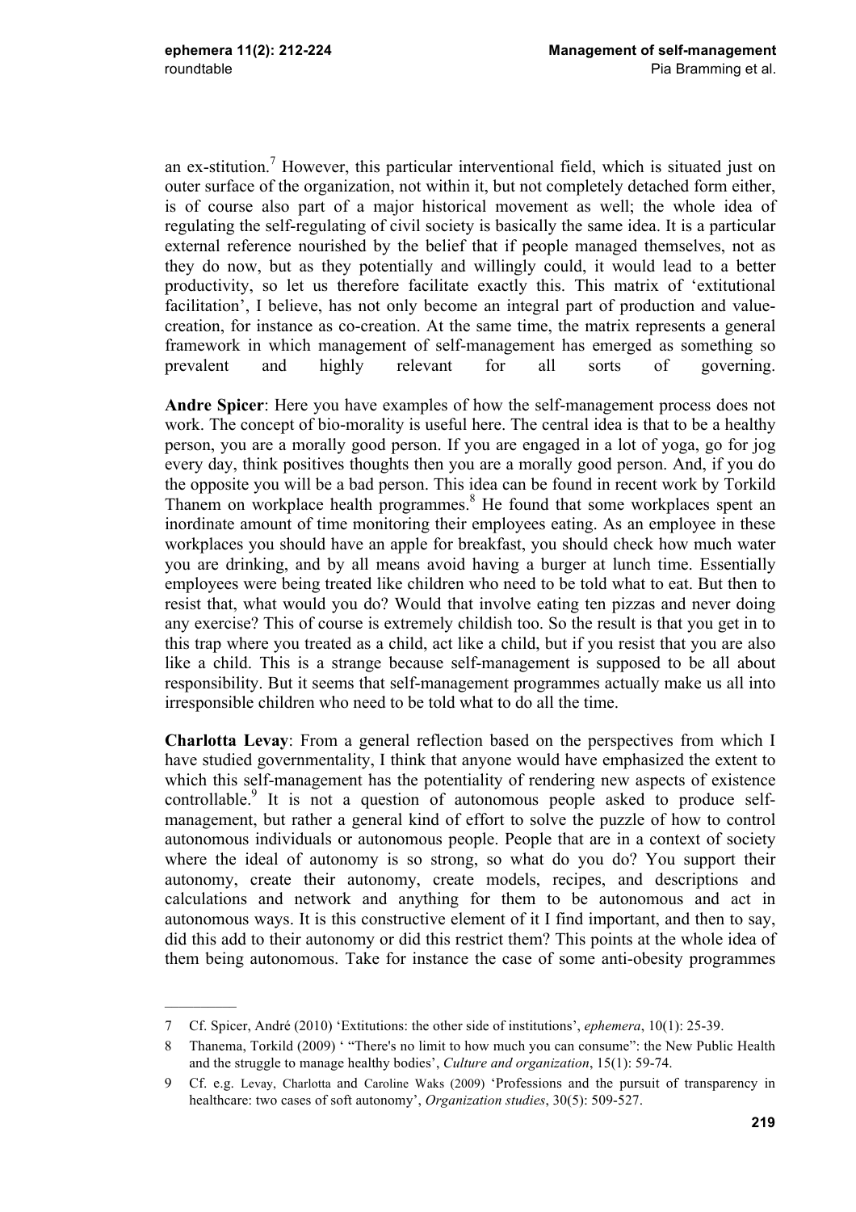an ex-stitution.[7] However, this particular interventional field, which is situated just on outer surface of the organization, not within it, but not completely detached form either, is of course also part of a major historical movement as well; the whole idea of regulating the self-regulating of civil society is basically the same idea. It is a particular external reference nourished by the belief that if people managed themselves, not as they do now, but as they potentially and willingly could, it would lead to a better productivity, so let us therefore facilitate exactly this. This matrix of 'extitutional facilitation', I believe, has not only become an integral part of production and value-creation, for instance as co-creation. At the same time, the matrix represents a general framework in which management of self-management has emerged as something so prevalent and highly relevant for all sorts of governing.

**Andre Spicer**: Here you have examples of how the self-management process does not work. The concept of bio-morality is useful here. The central idea is that to be a healthy person, you are a morally good person. If you are engaged in a lot of yoga, go for jog every day, think positives thoughts then you are a morally good person. And, if you do the opposite you will be a bad person. This idea can be found in recent work by Torkild Thanem on workplace health programmes.[8] He found that some workplaces spent an inordinate amount of time monitoring their employees eating. As an employee in these workplaces you should have an apple for breakfast, you should check how much water you are drinking, and by all means avoid having a burger at lunch time. Essentially employees were being treated like children who need to be told what to eat. But then to resist that, what would you do? Would that involve eating ten pizzas and never doing any exercise? This of course is extremely childish too. So the result is that you get in to this trap where you treated as a child, act like a child, but if you resist that you are also like a child. This is a strange because self-management is supposed to be all about responsibility. But it seems that self-management programmes actually make us all into irresponsible children who need to be told what to do all the time.

**Charlotta Levay**: From a general reflection based on the perspectives from which I have studied governmentality, I think that anyone would have emphasized the extent to which this self-management has the potentiality of rendering new aspects of existence controllable.[9] It is not a question of autonomous people asked to produce self-management, but rather a general kind of effort to solve the puzzle of how to control autonomous individuals or autonomous people. People that are in a context of society where the ideal of autonomy is so strong, so what do you do? You support their autonomy, create their autonomy, create models, recipes, and descriptions and calculations and network and anything for them to be autonomous and act in autonomous ways. It is this constructive element of it I find important, and then to say, did this add to their autonomy or did this restrict them? This points at the whole idea of them being autonomous. Take for instance the case of some anti-obesity programmes

---

7 Cf. Spicer, André (2010) 'Extitutions: the other side of institutions', *ephemera*, 10(1): 25-39.

8 Thanema, Torkild (2009) ' "There's no limit to how much you can consume": the New Public Health and the struggle to manage healthy bodies', *Culture and organization*, 15(1): 59-74.

9 Cf. e.g. Levay, Charlotta and Caroline Waks (2009) 'Professions and the pursuit of transparency in healthcare: two cases of soft autonomy', *Organization studies*, 30(5): 509-527.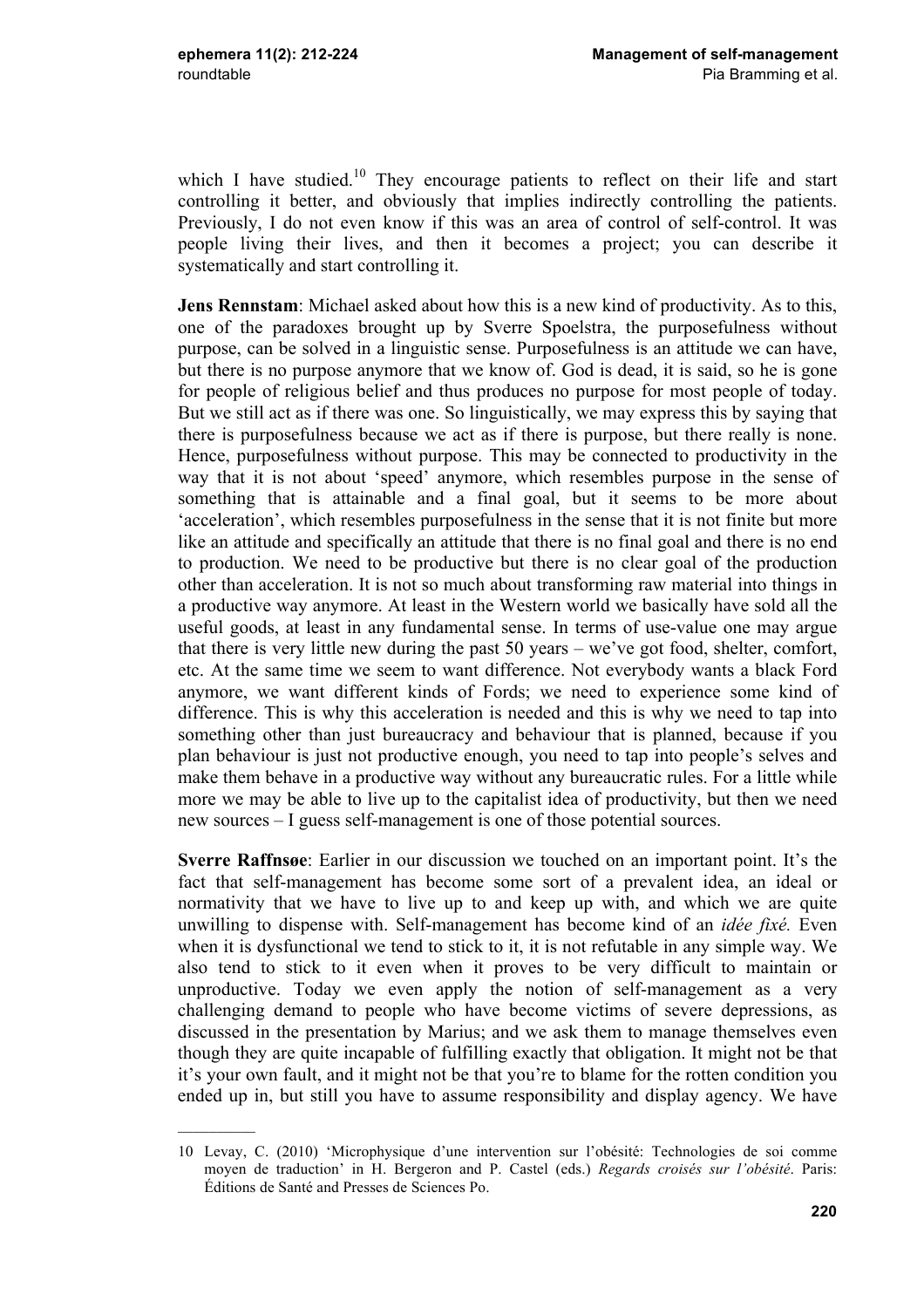which I have studied.[10] They encourage patients to reflect on their life and start controlling it better, and obviously that implies indirectly controlling the patients. Previously, I do not even know if this was an area of control of self-control. It was people living their lives, and then it becomes a project; you can describe it systematically and start controlling it.

**Jens Rennstam**: Michael asked about how this is a new kind of productivity. As to this, one of the paradoxes brought up by Sverre Spoelstra, the purposefulness without purpose, can be solved in a linguistic sense. Purposefulness is an attitude we can have, but there is no purpose anymore that we know of. God is dead, it is said, so he is gone for people of religious belief and thus produces no purpose for most people of today. But we still act as if there was one. So linguistically, we may express this by saying that there is purposefulness because we act as if there is purpose, but there really is none. Hence, purposefulness without purpose. This may be connected to productivity in the way that it is not about 'speed' anymore, which resembles purpose in the sense of something that is attainable and a final goal, but it seems to be more about 'acceleration', which resembles purposefulness in the sense that it is not finite but more like an attitude and specifically an attitude that there is no final goal and there is no end to production. We need to be productive but there is no clear goal of the production other than acceleration. It is not so much about transforming raw material into things in a productive way anymore. At least in the Western world we basically have sold all the useful goods, at least in any fundamental sense. In terms of use-value one may argue that there is very little new during the past 50 years – we've got food, shelter, comfort, etc. At the same time we seem to want difference. Not everybody wants a black Ford anymore, we want different kinds of Fords; we need to experience some kind of difference. This is why this acceleration is needed and this is why we need to tap into something other than just bureaucracy and behaviour that is planned, because if you plan behaviour is just not productive enough, you need to tap into people's selves and make them behave in a productive way without any bureaucratic rules. For a little while more we may be able to live up to the capitalist idea of productivity, but then we need new sources – I guess self-management is one of those potential sources.

**Sverre Raffnsøe**: Earlier in our discussion we touched on an important point. It's the fact that self-management has become some sort of a prevalent idea, an ideal or normativity that we have to live up to and keep up with, and which we are quite unwilling to dispense with. Self-management has become kind of an *idée fixé.* Even when it is dysfunctional we tend to stick to it, it is not refutable in any simple way. We also tend to stick to it even when it proves to be very difficult to maintain or unproductive. Today we even apply the notion of self-management as a very challenging demand to people who have become victims of severe depressions, as discussed in the presentation by Marius; and we ask them to manage themselves even though they are quite incapable of fulfilling exactly that obligation. It might not be that it's your own fault, and it might not be that you're to blame for the rotten condition you ended up in, but still you have to assume responsibility and display agency. We have

---

10 Levay, C. (2010) 'Microphysique d'une intervention sur l'obésité: Technologies de soi comme moyen de traduction' in H. Bergeron and P. Castel (eds.) *Regards croisés sur l'obésité*. Paris: Éditions de Santé and Presses de Sciences Po.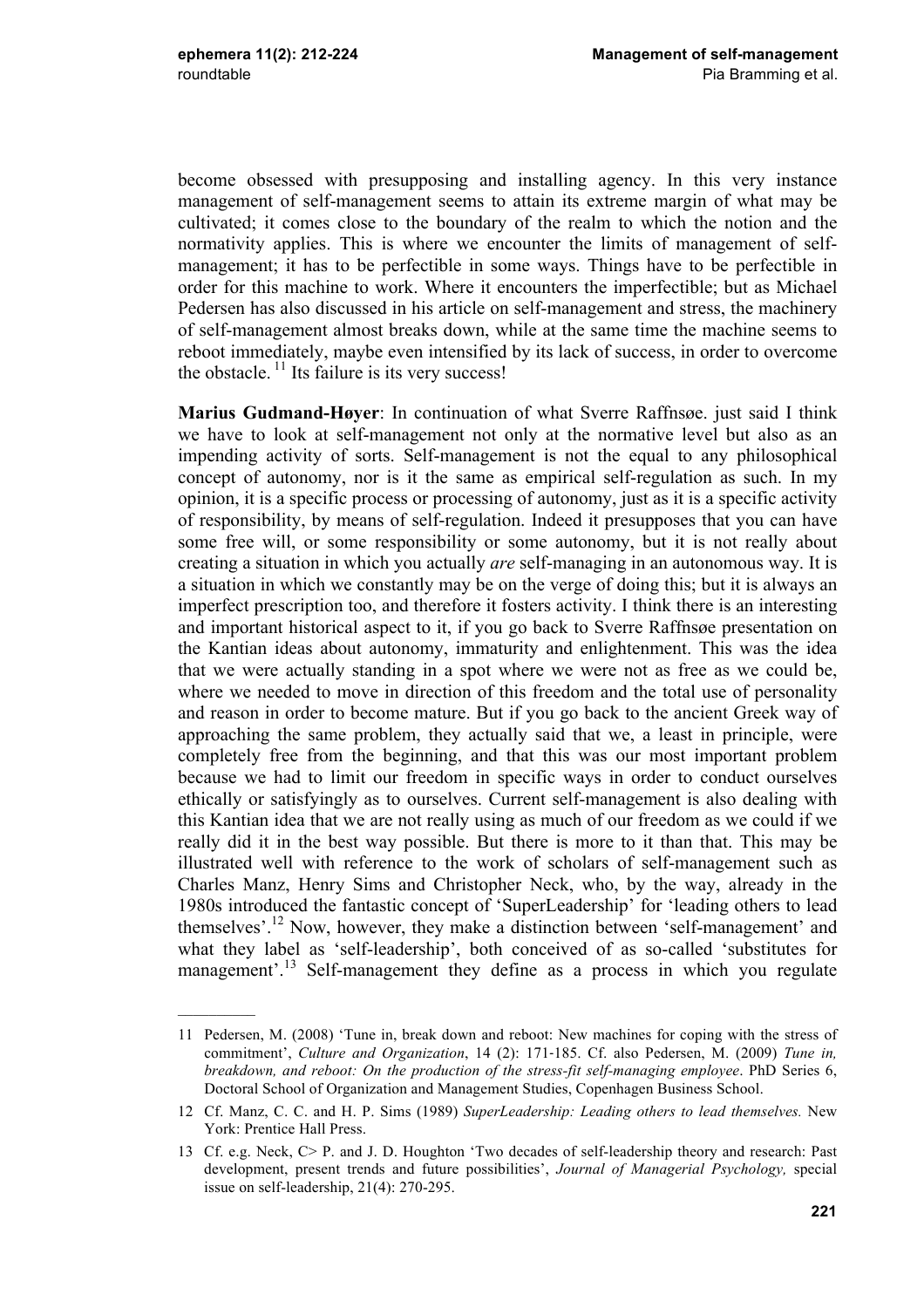become obsessed with presupposing and installing agency. In this very instance management of self-management seems to attain its extreme margin of what may be cultivated; it comes close to the boundary of the realm to which the notion and the normativity applies. This is where we encounter the limits of management of self-management; it has to be perfectible in some ways. Things have to be perfectible in order for this machine to work. Where it encounters the imperfectible; but as Michael Pedersen has also discussed in his article on self-management and stress, the machinery of self-management almost breaks down, while at the same time the machine seems to reboot immediately, maybe even intensified by its lack of success, in order to overcome the obstacle. [11] Its failure is its very success!

**Marius Gudmand-Høyer**: In continuation of what Sverre Raffnsøe. just said I think we have to look at self-management not only at the normative level but also as an impending activity of sorts. Self-management is not the equal to any philosophical concept of autonomy, nor is it the same as empirical self-regulation as such. In my opinion, it is a specific process or processing of autonomy, just as it is a specific activity of responsibility, by means of self-regulation. Indeed it presupposes that you can have some free will, or some responsibility or some autonomy, but it is not really about creating a situation in which you actually *are* self-managing in an autonomous way. It is a situation in which we constantly may be on the verge of doing this; but it is always an imperfect prescription too, and therefore it fosters activity. I think there is an interesting and important historical aspect to it, if you go back to Sverre Raffnsøe presentation on the Kantian ideas about autonomy, immaturity and enlightenment. This was the idea that we were actually standing in a spot where we were not as free as we could be, where we needed to move in direction of this freedom and the total use of personality and reason in order to become mature. But if you go back to the ancient Greek way of approaching the same problem, they actually said that we, a least in principle, were completely free from the beginning, and that this was our most important problem because we had to limit our freedom in specific ways in order to conduct ourselves ethically or satisfyingly as to ourselves. Current self-management is also dealing with this Kantian idea that we are not really using as much of our freedom as we could if we really did it in the best way possible. But there is more to it than that. This may be illustrated well with reference to the work of scholars of self-management such as Charles Manz, Henry Sims and Christopher Neck, who, by the way, already in the 1980s introduced the fantastic concept of 'SuperLeadership' for 'leading others to lead themselves'.[12] Now, however, they make a distinction between 'self-management' and what they label as 'self-leadership', both conceived of as so-called 'substitutes for management'.[13] Self-management they define as a process in which you regulate

---

11 Pedersen, M. (2008) 'Tune in, break down and reboot: New machines for coping with the stress of commitment', *Culture and Organization*, 14 (2): 171-185. Cf. also Pedersen, M. (2009) *Tune in, breakdown, and reboot: On the production of the stress-fit self-managing employee*. PhD Series 6, Doctoral School of Organization and Management Studies, Copenhagen Business School.

12 Cf. Manz, C. C. and H. P. Sims (1989) *SuperLeadership: Leading others to lead themselves.* New York: Prentice Hall Press.

13 Cf. e.g. Neck, C> P. and J. D. Houghton 'Two decades of self-leadership theory and research: Past development, present trends and future possibilities', *Journal of Managerial Psychology,* special issue on self-leadership, 21(4): 270-295.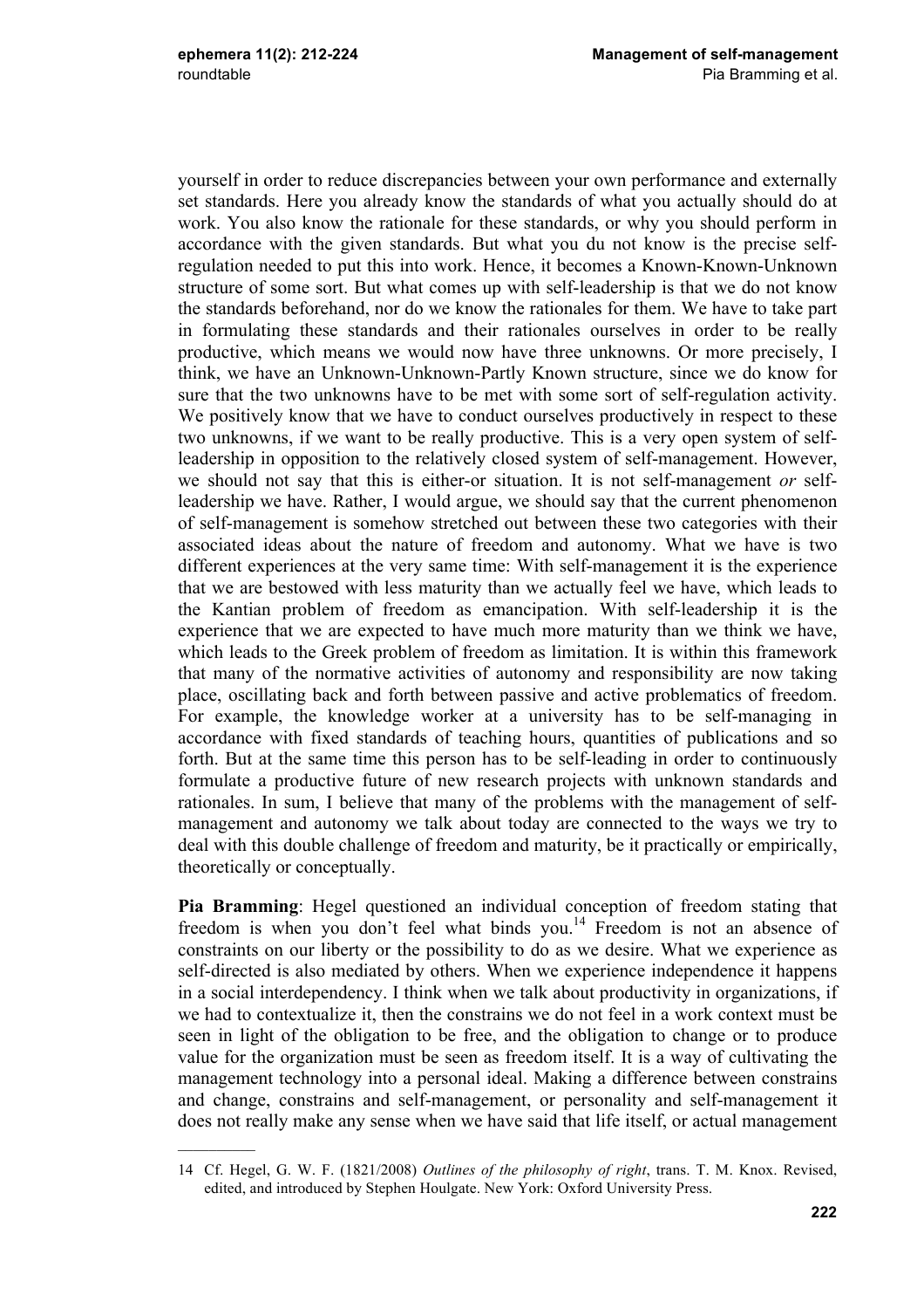yourself in order to reduce discrepancies between your own performance and externally set standards. Here you already know the standards of what you actually should do at work. You also know the rationale for these standards, or why you should perform in accordance with the given standards. But what you du not know is the precise self-regulation needed to put this into work. Hence, it becomes a Known-Known-Unknown structure of some sort. But what comes up with self-leadership is that we do not know the standards beforehand, nor do we know the rationales for them. We have to take part in formulating these standards and their rationales ourselves in order to be really productive, which means we would now have three unknowns. Or more precisely, I think, we have an Unknown-Unknown-Partly Known structure, since we do know for sure that the two unknowns have to be met with some sort of self-regulation activity. We positively know that we have to conduct ourselves productively in respect to these two unknowns, if we want to be really productive. This is a very open system of self-leadership in opposition to the relatively closed system of self-management. However, we should not say that this is either-or situation. It is not self-management *or* self-leadership we have. Rather, I would argue, we should say that the current phenomenon of self-management is somehow stretched out between these two categories with their associated ideas about the nature of freedom and autonomy. What we have is two different experiences at the very same time: With self-management it is the experience that we are bestowed with less maturity than we actually feel we have, which leads to the Kantian problem of freedom as emancipation. With self-leadership it is the experience that we are expected to have much more maturity than we think we have, which leads to the Greek problem of freedom as limitation. It is within this framework that many of the normative activities of autonomy and responsibility are now taking place, oscillating back and forth between passive and active problematics of freedom. For example, the knowledge worker at a university has to be self-managing in accordance with fixed standards of teaching hours, quantities of publications and so forth. But at the same time this person has to be self-leading in order to continuously formulate a productive future of new research projects with unknown standards and rationales. In sum, I believe that many of the problems with the management of self-management and autonomy we talk about today are connected to the ways we try to deal with this double challenge of freedom and maturity, be it practically or empirically, theoretically or conceptually.

**Pia Bramming**: Hegel questioned an individual conception of freedom stating that freedom is when you don't feel what binds you.[14] Freedom is not an absence of constraints on our liberty or the possibility to do as we desire. What we experience as self-directed is also mediated by others. When we experience independence it happens in a social interdependency. I think when we talk about productivity in organizations, if we had to contextualize it, then the constrains we do not feel in a work context must be seen in light of the obligation to be free, and the obligation to change or to produce value for the organization must be seen as freedom itself. It is a way of cultivating the management technology into a personal ideal. Making a difference between constrains and change, constrains and self-management, or personality and self-management it does not really make any sense when we have said that life itself, or actual management

---

14 Cf. Hegel, G. W. F. (1821/2008) *Outlines of the philosophy of right*, trans. T. M. Knox. Revised, edited, and introduced by Stephen Houlgate. New York: Oxford University Press.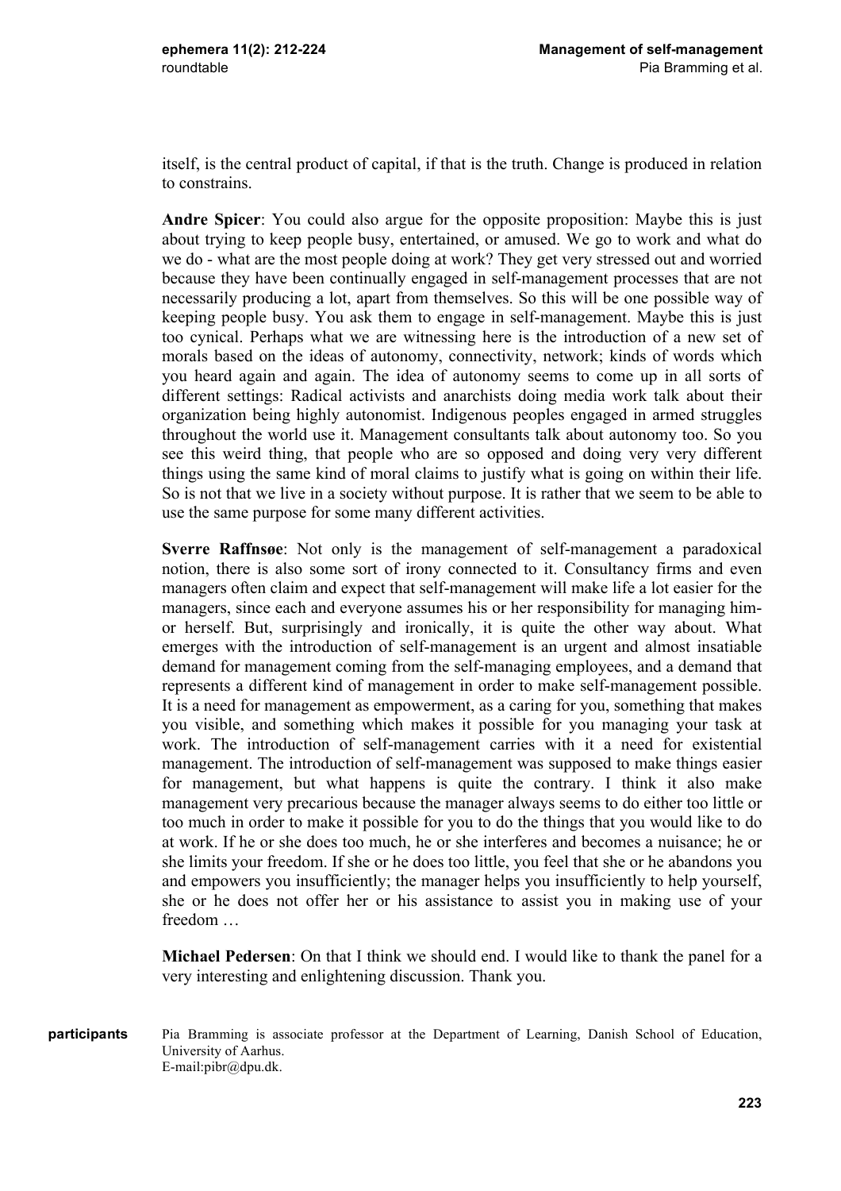itself, is the central product of capital, if that is the truth. Change is produced in relation to constrains.

**Andre Spicer**: You could also argue for the opposite proposition: Maybe this is just about trying to keep people busy, entertained, or amused. We go to work and what do we do - what are the most people doing at work? They get very stressed out and worried because they have been continually engaged in self-management processes that are not necessarily producing a lot, apart from themselves. So this will be one possible way of keeping people busy. You ask them to engage in self-management. Maybe this is just too cynical. Perhaps what we are witnessing here is the introduction of a new set of morals based on the ideas of autonomy, connectivity, network; kinds of words which you heard again and again. The idea of autonomy seems to come up in all sorts of different settings: Radical activists and anarchists doing media work talk about their organization being highly autonomist. Indigenous peoples engaged in armed struggles throughout the world use it. Management consultants talk about autonomy too. So you see this weird thing, that people who are so opposed and doing very very different things using the same kind of moral claims to justify what is going on within their life. So is not that we live in a society without purpose. It is rather that we seem to be able to use the same purpose for some many different activities.

**Sverre Raffnsøe**: Not only is the management of self-management a paradoxical notion, there is also some sort of irony connected to it. Consultancy firms and even managers often claim and expect that self-management will make life a lot easier for the managers, since each and everyone assumes his or her responsibility for managing him- or herself. But, surprisingly and ironically, it is quite the other way about. What emerges with the introduction of self-management is an urgent and almost insatiable demand for management coming from the self-managing employees, and a demand that represents a different kind of management in order to make self-management possible. It is a need for management as empowerment, as a caring for you, something that makes you visible, and something which makes it possible for you managing your task at work. The introduction of self-management carries with it a need for existential management. The introduction of self-management was supposed to make things easier for management, but what happens is quite the contrary. I think it also make management very precarious because the manager always seems to do either too little or too much in order to make it possible for you to do the things that you would like to do at work. If he or she does too much, he or she interferes and becomes a nuisance; he or she limits your freedom. If she or he does too little, you feel that she or he abandons you and empowers you insufficiently; the manager helps you insufficiently to help yourself, she or he does not offer her or his assistance to assist you in making use of your freedom …

**Michael Pedersen**: On that I think we should end. I would like to thank the panel for a very interesting and enlightening discussion. Thank you.

**participants**

Pia Bramming is associate professor at the Department of Learning, Danish School of Education, University of Aarhus.
E-mail:pibr@dpu.dk.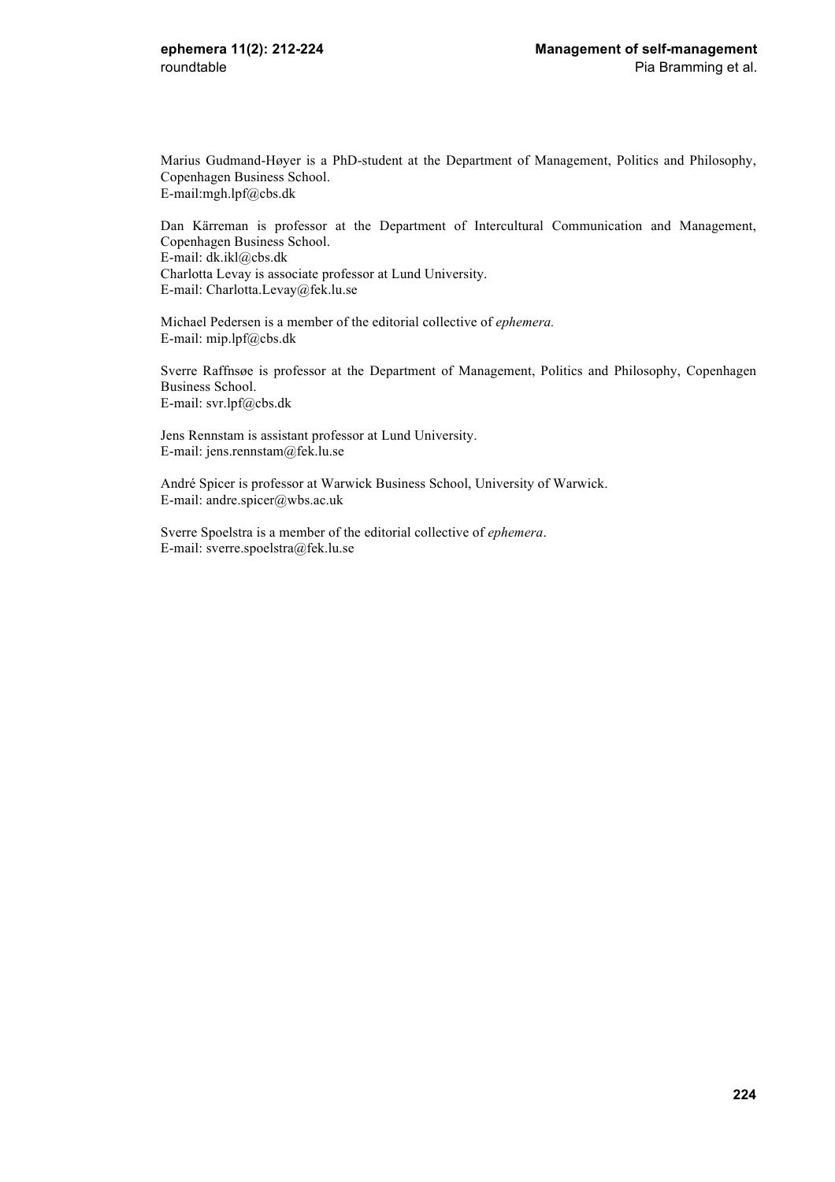Marius Gudmand-Høyer is a PhD-student at the Department of Management, Politics and Philosophy, Copenhagen Business School.
E-mail:mgh.lpf@cbs.dk

Dan Kärreman is professor at the Department of Intercultural Communication and Management, Copenhagen Business School.
E-mail: dk.ikl@cbs.dk
Charlotta Levay is associate professor at Lund University.
E-mail: Charlotta.Levay@fek.lu.se

Michael Pedersen is a member of the editorial collective of *ephemera.*
E-mail: mip.lpf@cbs.dk

Sverre Raffnsøe is professor at the Department of Management, Politics and Philosophy, Copenhagen Business School.
E-mail: svr.lpf@cbs.dk

Jens Rennstam is assistant professor at Lund University.
E-mail: jens.rennstam@fek.lu.se

André Spicer is professor at Warwick Business School, University of Warwick.
E-mail: andre.spicer@wbs.ac.uk

Sverre Spoelstra is a member of the editorial collective of *ephemera*.
E-mail: sverre.spoelstra@fek.lu.se